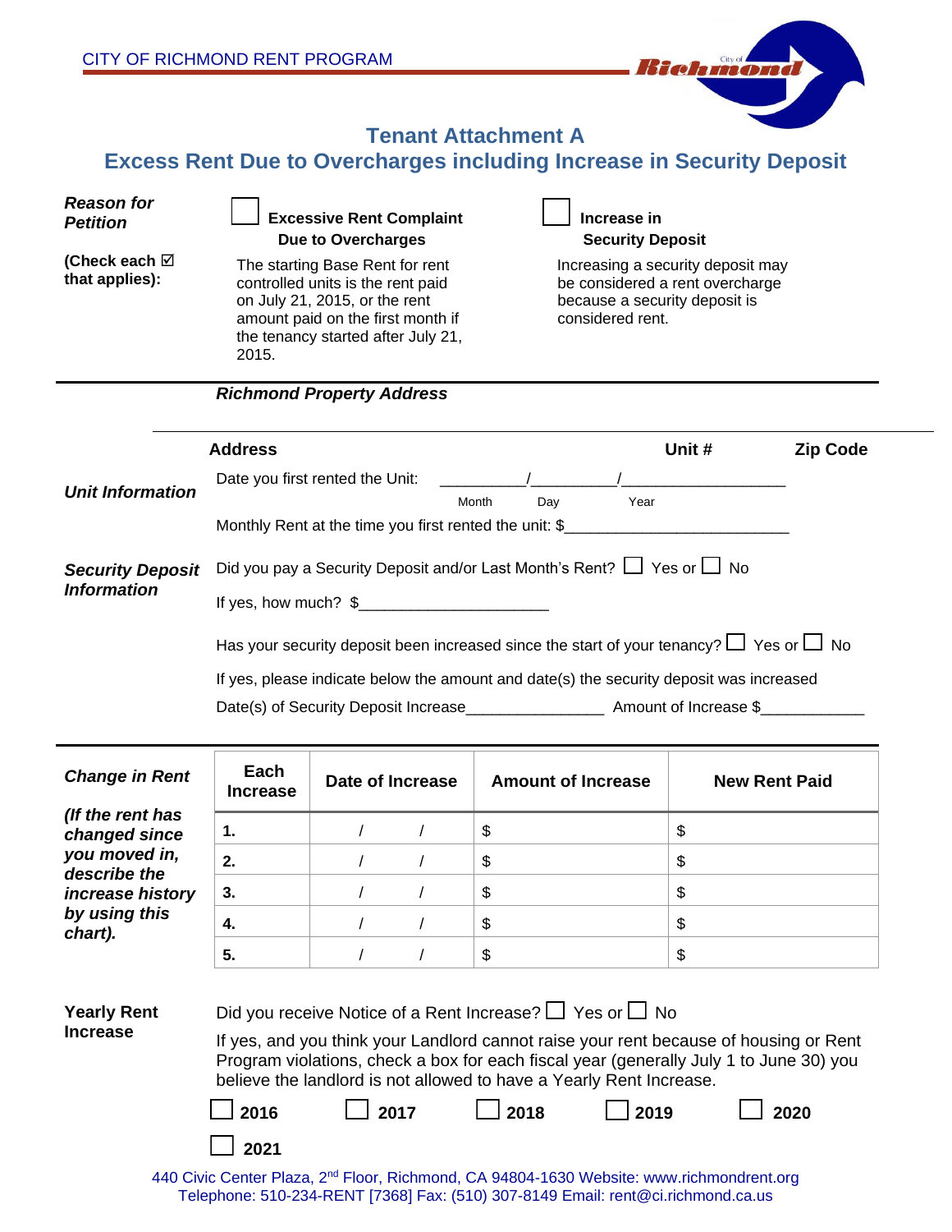CITY OF RICHMOND RENT PROGRAM

# Tenant Attachment A

## Excess Rent Due to Overcharges including Increase in Security Deposit

***Reason for Petition***

**(Check each ☑ that applies):**

☐ **Excessive Rent Complaint Due to Overcharges**

The starting Base Rent for rent controlled units is the rent paid on July 21, 2015, or the rent amount paid on the first month if the tenancy started after July 21, 2015.

☐ **Increase in Security Deposit**

Increasing a security deposit may be considered a rent overcharge because a security deposit is considered rent.

***Richmond Property Address***

| **Address** | **Unit #** | **Zip Code** |
|---|---|---|
| | | |

***Unit Information***

Date you first rented the Unit: __________/__________/__________________
Month Day Year

Monthly Rent at the time you first rented the unit: $__________________________

***Security Deposit Information***

Did you pay a Security Deposit and/or Last Month's Rent? ☐ Yes or ☐ No

If yes, how much? $_____________________

Has your security deposit been increased since the start of your tenancy? ☐ Yes or ☐ No

If yes, please indicate below the amount and date(s) the security deposit was increased

Date(s) of Security Deposit Increase_______________ Amount of Increase $___________

***Change in Rent***

***(If the rent has changed since you moved in, describe the increase history by using this chart).***

| Each Increase | Date of Increase | Amount of Increase | New Rent Paid |
|---|---|---|---|
| 1. | / / | $ | $ |
| 2. | / / | $ | $ |
| 3. | / / | $ | $ |
| 4. | / / | $ | $ |
| 5. | / / | $ | $ |

**Yearly Rent Increase**

Did you receive Notice of a Rent Increase? ☐ Yes or ☐ No

If yes, and you think your Landlord cannot raise your rent because of housing or Rent Program violations, check a box for each fiscal year (generally July 1 to June 30) you believe the landlord is not allowed to have a Yearly Rent Increase.

☐ **2016** ☐ **2017** ☐ **2018** ☐ **2019** ☐ **2020**

☐ **2021**

440 Civic Center Plaza, 2nd Floor, Richmond, CA 94804-1630 Website: www.richmondrent.org
Telephone: 510-234-RENT [7368] Fax: (510) 307-8149 Email: rent@ci.richmond.ca.us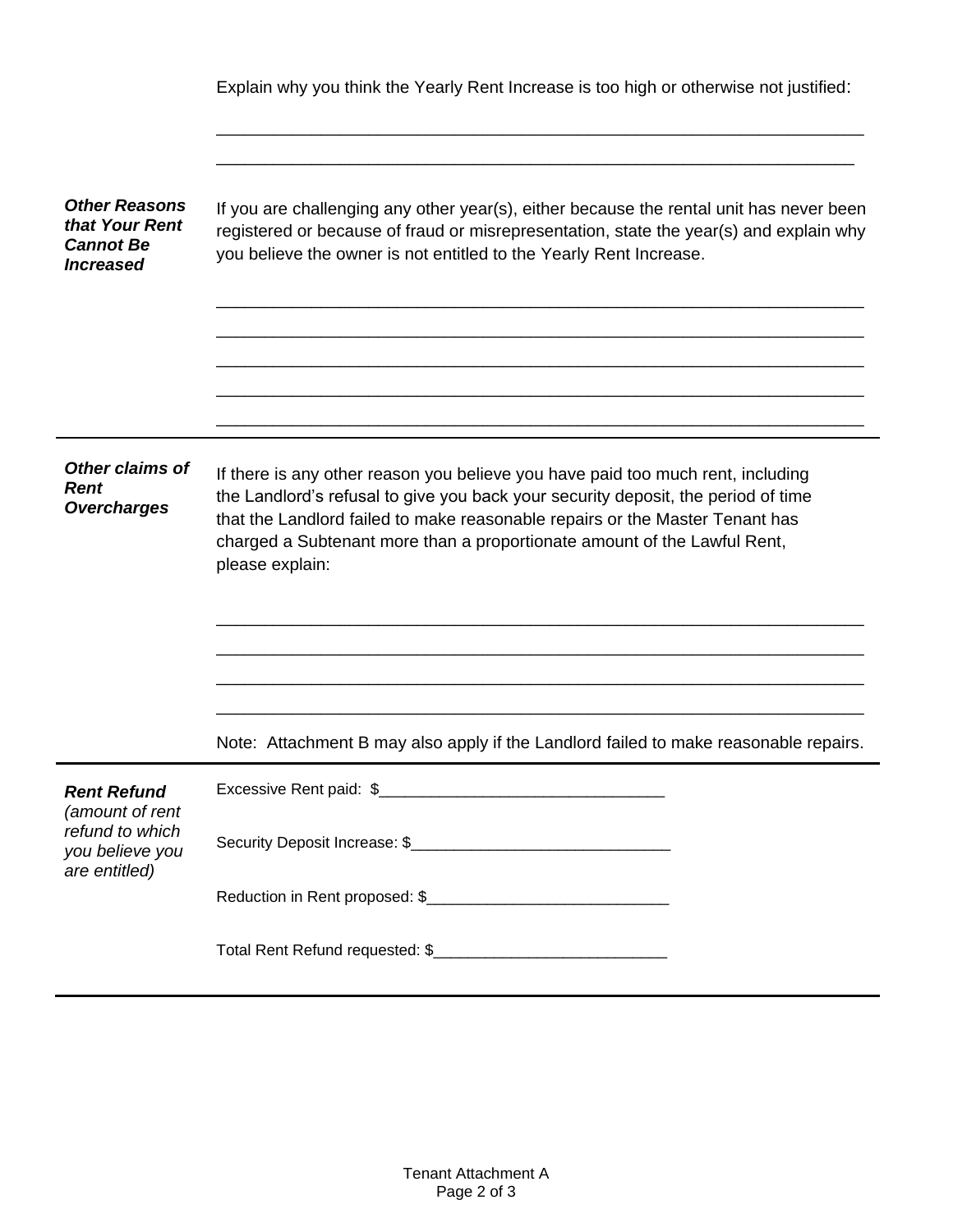Explain why you think the Yearly Rent Increase is too high or otherwise not justified:

___________________________________________________________________

___________________________________________________________________

***Other Reasons that Your Rent Cannot Be Increased***

If you are challenging any other year(s), either because the rental unit has never been registered or because of fraud or misrepresentation, state the year(s) and explain why you believe the owner is not entitled to the Yearly Rent Increase.

___________________________________________________________________

___________________________________________________________________

___________________________________________________________________

___________________________________________________________________

___________________________________________________________________

***Other claims of Rent Overcharges***

If there is any other reason you believe you have paid too much rent, including the Landlord's refusal to give you back your security deposit, the period of time that the Landlord failed to make reasonable repairs or the Master Tenant has charged a Subtenant more than a proportionate amount of the Lawful Rent, please explain:

___________________________________________________________________

___________________________________________________________________

___________________________________________________________________

___________________________________________________________________

Note: Attachment B may also apply if the Landlord failed to make reasonable repairs.

***Rent Refund*** *(amount of rent refund to which you believe you are entitled)*

Excessive Rent paid: $________________________________

Security Deposit Increase: $_____________________________

Reduction in Rent proposed: $___________________________

Total Rent Refund requested: $__________________________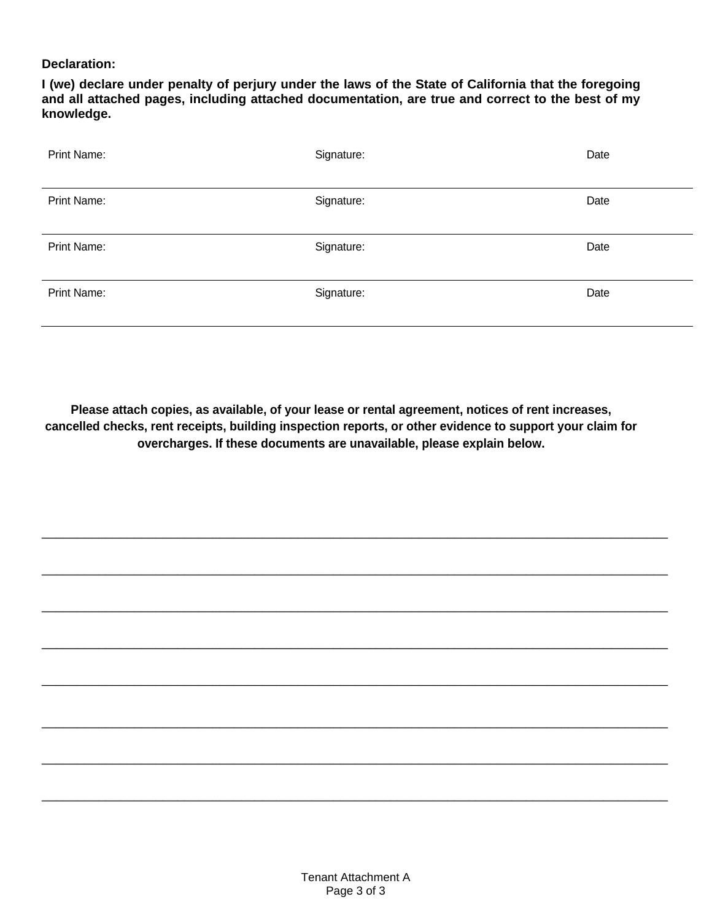**Declaration:**

**I (we) declare under penalty of perjury under the laws of the State of California that the foregoing and all attached pages, including attached documentation, are true and correct to the best of my knowledge.**

| Print Name: | Signature: | Date |
|---|---|---|
| Print Name: | Signature: | Date |
| Print Name: | Signature: | Date |
| Print Name: | Signature: | Date |

**Please attach copies, as available, of your lease or rental agreement, notices of rent increases, cancelled checks, rent receipts, building inspection reports, or other evidence to support your claim for overcharges. If these documents are unavailable, please explain below.**

______________________________________________________________________________

______________________________________________________________________________

______________________________________________________________________________

______________________________________________________________________________

______________________________________________________________________________

______________________________________________________________________________

______________________________________________________________________________

______________________________________________________________________________

Tenant Attachment A